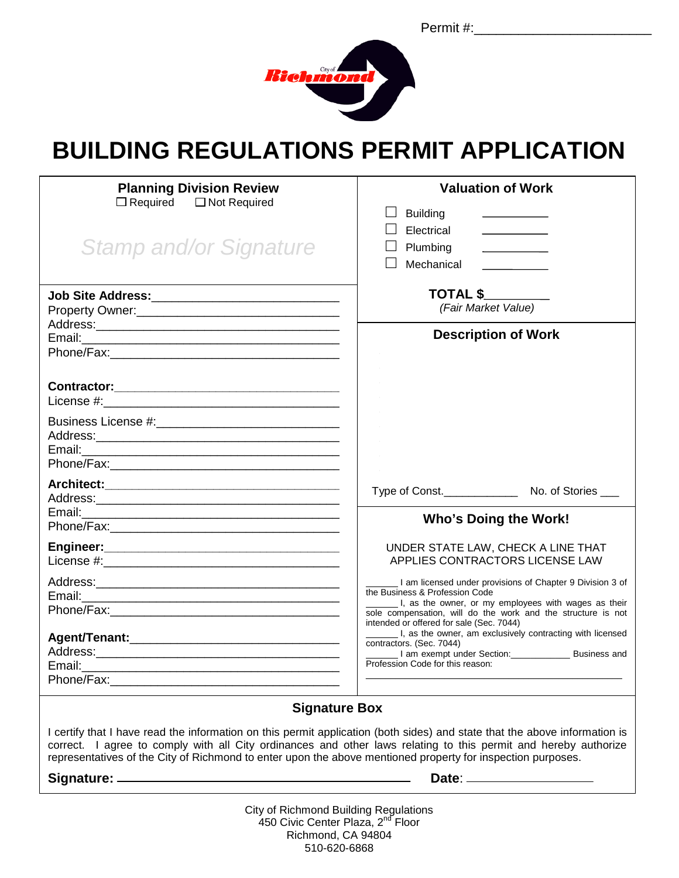Permit #:________________________

City of Richmond

# BUILDING REGULATIONS PERMIT APPLICATION

## Planning Division Review

☐ Required ☐ Not Required

*Stamp and/or Signature*

## Valuation of Work

☐ Building ___________
☐ Electrical ___________
☐ Plumbing ___________
☐ Mechanical ___________

**TOTAL $**_________
*(Fair Market Value)*

**Job Site Address:**___________________________
Property Owner:_____________________________
Address:___________________________________
Email:_____________________________________
Phone/Fax:_________________________________

**Contractor:**______________________________
License #:__________________________________

Business License #:__________________________
Address:___________________________________
Email:_____________________________________
Phone/Fax:_________________________________

**Architect:**_______________________________
Address:___________________________________
Email:_____________________________________
Phone/Fax:_________________________________

**Engineer:**_______________________________
License #:__________________________________

Address:___________________________________
Email:_____________________________________
Phone/Fax:_________________________________

**Agent/Tenant:**____________________________
Address:___________________________________
Email:_____________________________________
Phone/Fax:_________________________________

## Description of Work

Type of Const.____________ No. of Stories ___

## Who's Doing the Work!

UNDER STATE LAW, CHECK A LINE THAT APPLIES CONTRACTORS LICENSE LAW

______ I am licensed under provisions of Chapter 9 Division 3 of the Business & Profession Code

______ I, as the owner, or my employees with wages as their sole compensation, will do the work and the structure is not intended or offered for sale (Sec. 7044)

______ I, as the owner, am exclusively contracting with licensed contractors. (Sec. 7044)

______ I am exempt under Section:___________ Business and Profession Code for this reason:
_____________________________________________

## Signature Box

I certify that I have read the information on this permit application (both sides) and state that the above information is correct. I agree to comply with all City ordinances and other laws relating to this permit and hereby authorize representatives of the City of Richmond to enter upon the above mentioned property for inspection purposes.

**Signature:** ________________________________ **Date**: ___________________

City of Richmond Building Regulations
450 Civic Center Plaza, 2nd Floor
Richmond, CA 94804
510-620-6868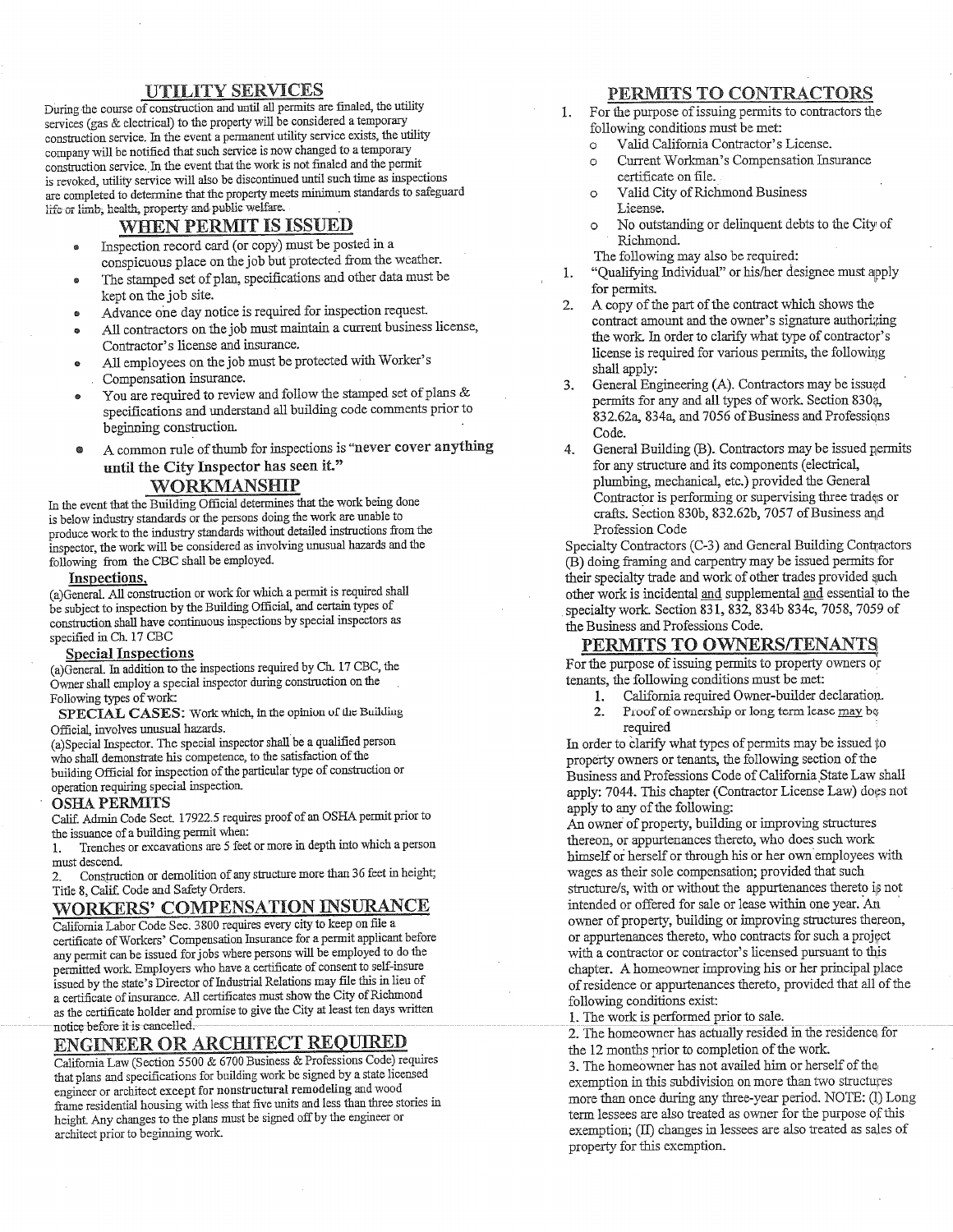## UTILITY SERVICES

During the course of construction and until all permits are finaled, the utility services (gas & electrical) to the property will be considered a temporary construction service. In the event a permanent utility service exists, the utility company will be notified that such service is now changed to a temporary construction service. In the event that the work is not finaled and the permit is revoked, utility service will also be discontinued until such time as inspections are completed to determine that the property meets minimum standards to safeguard life or limb, health, property and public welfare.

## WHEN PERMIT IS ISSUED

- Inspection record card (or copy) must be posted in a conspicuous place on the job but protected from the weather.
- The stamped set of plan, specifications and other data must be kept on the job site.
- Advance one day notice is required for inspection request.
- All contractors on the job must maintain a current business license, Contractor's license and insurance.
- All employees on the job must be protected with Worker's Compensation insurance.
- You are required to review and follow the stamped set of plans & specifications and understand all building code comments prior to beginning construction.
- A common rule of thumb for inspections is **"never cover anything until the City Inspector has seen it."**

## WORKMANSHIP

In the event that the Building Official determines that the work being done is below industry standards or the persons doing the work are unable to produce work to the industry standards without detailed instructions from the inspector, the work will be considered as involving unusual hazards and the following from the CBC shall be employed.

### Inspections.

(a)General. All construction or work for which a permit is required shall be subject to inspection by the Building Official, and certain types of construction shall have continuous inspections by special inspectors as specified in Ch. 17 CBC

### Special Inspections

(a)General. In addition to the inspections required by Ch. 17 CBC, the Owner shall employ a special inspector during construction on the Following types of work:

**SPECIAL CASES:** Work which, in the opinion of the Building Official, involves unusual hazards.

(a)Special Inspector. The special inspector shall be a qualified person who shall demonstrate his competence, to the satisfaction of the building Official for inspection of the particular type of construction or operation requiring special inspection.

### OSHA PERMITS

Calif. Admin Code Sect. 17922.5 requires proof of an OSHA permit prior to the issuance of a building permit when:

1. Trenches or excavations are 5 feet or more in depth into which a person must descend.
2. Construction or demolition of any structure more than 36 feet in height; Title 8, Calif. Code and Safety Orders.

## WORKERS' COMPENSATION INSURANCE

California Labor Code Sec. 3800 requires every city to keep on file a certificate of Workers' Compensation Insurance for a permit applicant before any permit can be issued for jobs where persons will be employed to do the permitted work. Employers who have a certificate of consent to self-insure issued by the state's Director of Industrial Relations may file this in lieu of a certificate of insurance. All certificates must show the City of Richmond as the certificate holder and promise to give the City at least ten days written notice before it is cancelled.

## ENGINEER OR ARCHITECT REQUIRED

California Law (Section 5500 & 6700 Business & Professions Code) requires that plans and specifications for building work be signed by a state licensed engineer or architect except for **nonstructural remodeling** and wood frame residential housing with less that five units and less than three stories in height. Any changes to the plans must be signed off by the engineer or architect prior to beginning work.

## PERMITS TO CONTRACTORS

1. For the purpose of issuing permits to contractors the following conditions must be met:
   - Valid California Contractor's License.
   - Current Workman's Compensation Insurance certificate on file.
   - Valid City of Richmond Business License.
   - No outstanding or delinquent debts to the City of Richmond.

The following may also be required:

1. "Qualifying Individual" or his/her designee must apply for permits.
2. A copy of the part of the contract which shows the contract amount and the owner's signature authorizing the work. In order to clarify what type of contractor's license is required for various permits, the following shall apply:
3. General Engineering (A). Contractors may be issued permits for any and all types of work. Section 830a, 832.62a, 834a, and 7056 of Business and Professions Code.
4. General Building (B). Contractors may be issued permits for any structure and its components (electrical, plumbing, mechanical, etc.) provided the General Contractor is performing or supervising three trades or crafts. Section 830b, 832.62b, 7057 of Business and Profession Code

Specialty Contractors (C-3) and General Building Contractors (B) doing framing and carpentry may be issued permits for their specialty trade and work of other trades provided such other work is incidental and supplemental and essential to the specialty work. Section 831, 832, 834b 834c, 7058, 7059 of the Business and Professions Code.

## PERMITS TO OWNERS/TENANTS

For the purpose of issuing permits to property owners or tenants, the following conditions must be met:

1. California required Owner-builder declaration.
2. Proof of ownership or long term lease may be required

In order to clarify what types of permits may be issued to property owners or tenants, the following section of the Business and Professions Code of California State Law shall apply: 7044. This chapter (Contractor License Law) does not apply to any of the following:

An owner of property, building or improving structures thereon, or appurtenances thereto, who does such work himself or herself or through his or her own employees with wages as their sole compensation; provided that such structure/s, with or without the appurtenances thereto is not intended or offered for sale or lease within one year. An owner of property, building or improving structures thereon, or appurtenances thereto, who contracts for such a project with a contractor or contractor's licensed pursuant to this chapter. A homeowner improving his or her principal place of residence or appurtenances thereto, provided that all of the following conditions exist:

1. The work is performed prior to sale.
2. The homeowner has actually resided in the residence for the 12 months prior to completion of the work.
3. The homeowner has not availed him or herself of the exemption in this subdivision on more than two structures more than once during any three-year period. NOTE: (I) Long term lessees are also treated as owner for the purpose of this exemption; (II) changes in lessees are also treated as sales of property for this exemption.